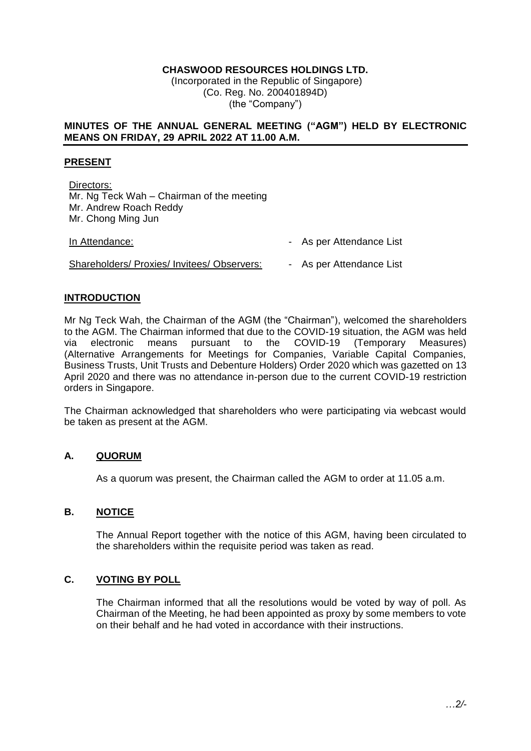**CHASWOOD RESOURCES HOLDINGS LTD.**
(Incorporated in the Republic of Singapore)
(Co. Reg. No. 200401894D)
(the "Company")

**MINUTES OF THE ANNUAL GENERAL MEETING ("AGM") HELD BY ELECTRONIC MEANS ON FRIDAY, 29 APRIL 2022 AT 11.00 A.M.**

## PRESENT

Directors:
Mr. Ng Teck Wah – Chairman of the meeting
Mr. Andrew Roach Reddy
Mr. Chong Ming Jun

| | |
|---|---|
| In Attendance: | - As per Attendance List |
| Shareholders/ Proxies/ Invitees/ Observers: | - As per Attendance List |

## INTRODUCTION

Mr Ng Teck Wah, the Chairman of the AGM (the "Chairman"), welcomed the shareholders to the AGM. The Chairman informed that due to the COVID-19 situation, the AGM was held via electronic means pursuant to the COVID-19 (Temporary Measures) (Alternative Arrangements for Meetings for Companies, Variable Capital Companies, Business Trusts, Unit Trusts and Debenture Holders) Order 2020 which was gazetted on 13 April 2020 and there was no attendance in-person due to the current COVID-19 restriction orders in Singapore.

The Chairman acknowledged that shareholders who were participating via webcast would be taken as present at the AGM.

## A. QUORUM

As a quorum was present, the Chairman called the AGM to order at 11.05 a.m.

## B. NOTICE

The Annual Report together with the notice of this AGM, having been circulated to the shareholders within the requisite period was taken as read.

## C. VOTING BY POLL

The Chairman informed that all the resolutions would be voted by way of poll. As Chairman of the Meeting, he had been appointed as proxy by some members to vote on their behalf and he had voted in accordance with their instructions.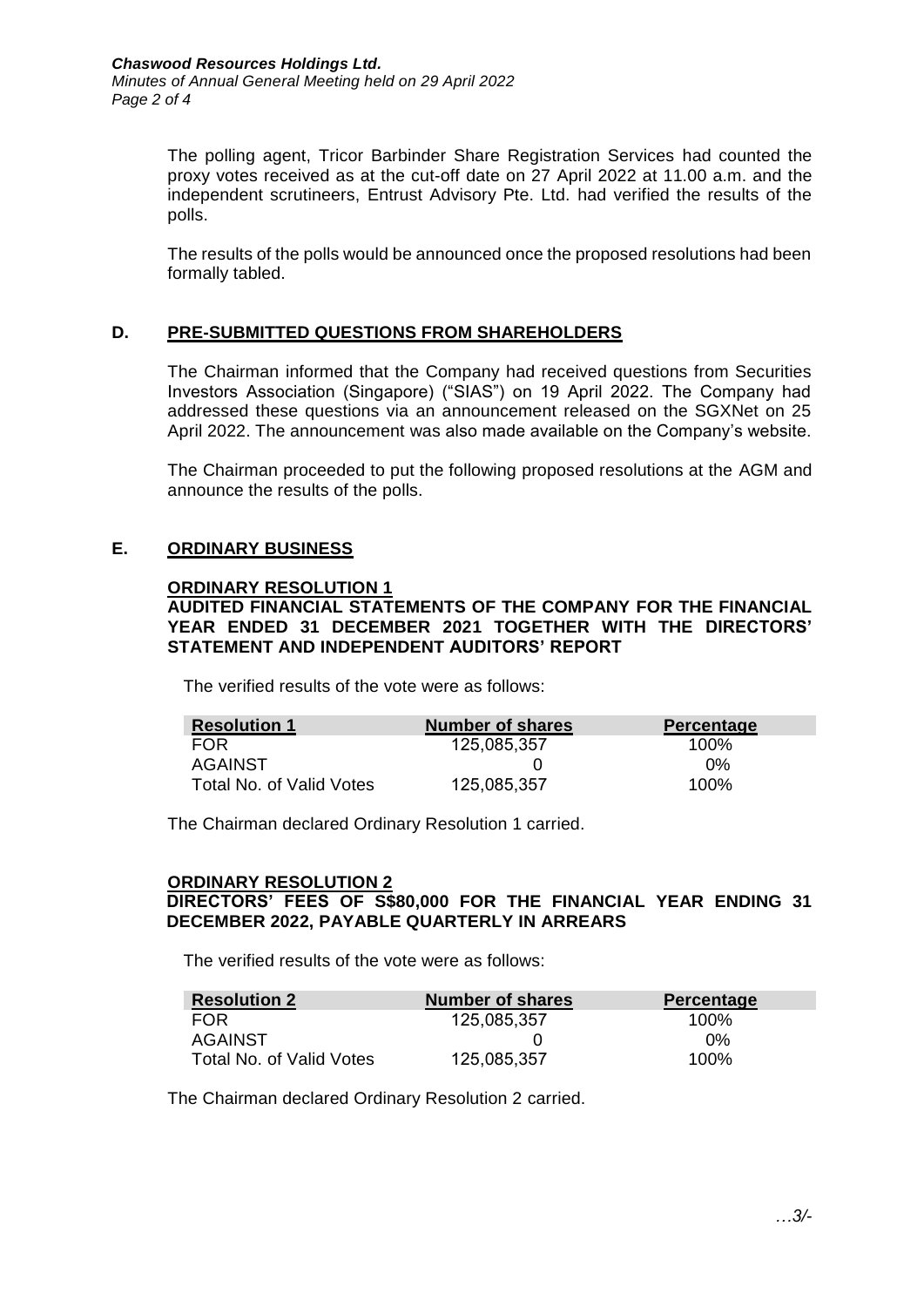The polling agent, Tricor Barbinder Share Registration Services had counted the proxy votes received as at the cut-off date on 27 April 2022 at 11.00 a.m. and the independent scrutineers, Entrust Advisory Pte. Ltd. had verified the results of the polls.

The results of the polls would be announced once the proposed resolutions had been formally tabled.

## D. PRE-SUBMITTED QUESTIONS FROM SHAREHOLDERS

The Chairman informed that the Company had received questions from Securities Investors Association (Singapore) ("SIAS") on 19 April 2022. The Company had addressed these questions via an announcement released on the SGXNet on 25 April 2022. The announcement was also made available on the Company's website.

The Chairman proceeded to put the following proposed resolutions at the AGM and announce the results of the polls.

## E. ORDINARY BUSINESS

### ORDINARY RESOLUTION 1

**AUDITED FINANCIAL STATEMENTS OF THE COMPANY FOR THE FINANCIAL YEAR ENDED 31 DECEMBER 2021 TOGETHER WITH THE DIRECTORS' STATEMENT AND INDEPENDENT AUDITORS' REPORT**

The verified results of the vote were as follows:

| Resolution 1 | Number of shares | Percentage |
|---|---|---|
| FOR | 125,085,357 | 100% |
| AGAINST | 0 | 0% |
| Total No. of Valid Votes | 125,085,357 | 100% |

The Chairman declared Ordinary Resolution 1 carried.

### ORDINARY RESOLUTION 2

**DIRECTORS' FEES OF S$80,000 FOR THE FINANCIAL YEAR ENDING 31 DECEMBER 2022, PAYABLE QUARTERLY IN ARREARS**

The verified results of the vote were as follows:

| Resolution 2 | Number of shares | Percentage |
|---|---|---|
| FOR | 125,085,357 | 100% |
| AGAINST | 0 | 0% |
| Total No. of Valid Votes | 125,085,357 | 100% |

The Chairman declared Ordinary Resolution 2 carried.

…3/-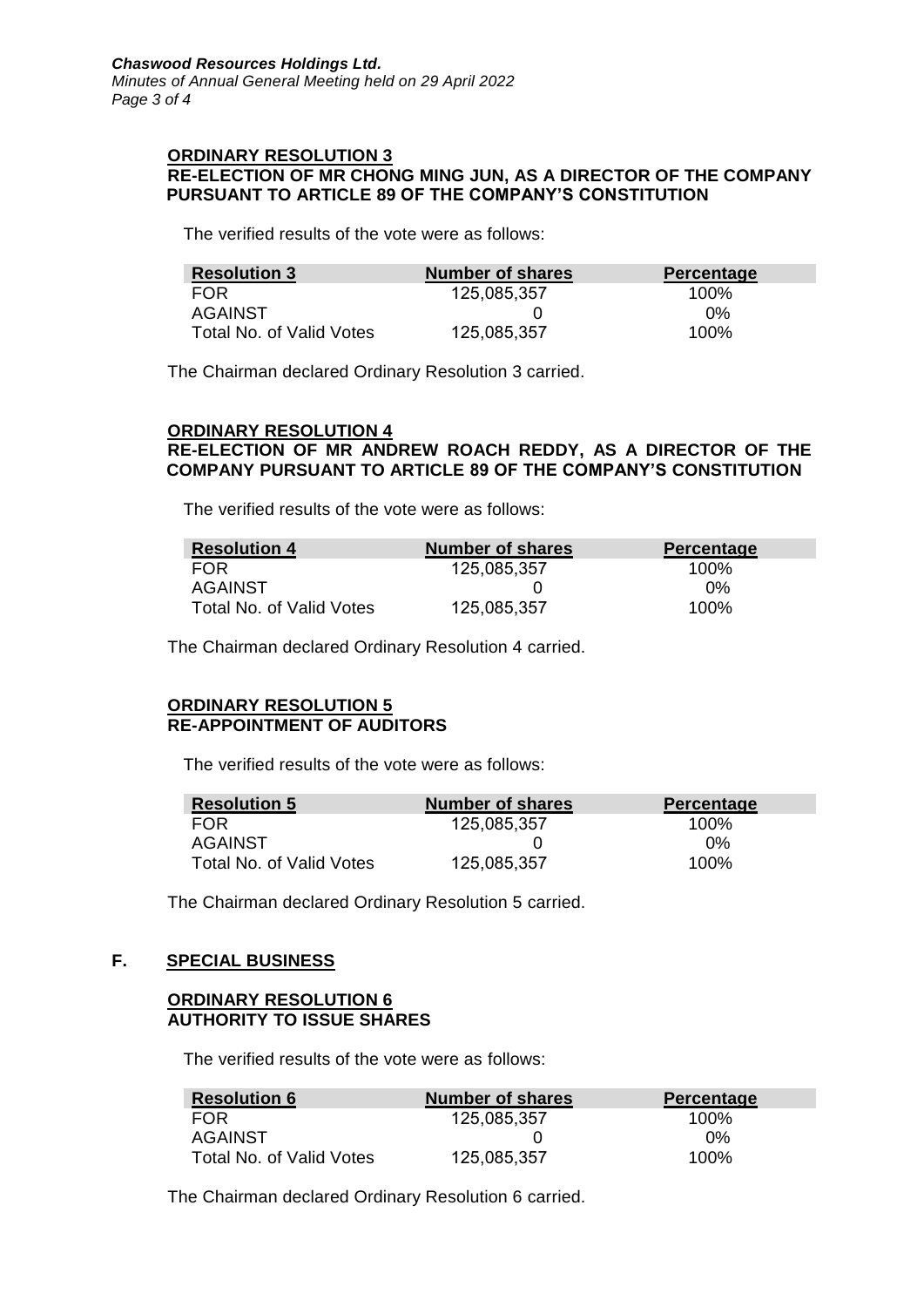### ORDINARY RESOLUTION 3
**RE-ELECTION OF MR CHONG MING JUN, AS A DIRECTOR OF THE COMPANY PURSUANT TO ARTICLE 89 OF THE COMPANY'S CONSTITUTION**

The verified results of the vote were as follows:

| Resolution 3 | Number of shares | Percentage |
|---|---|---|
| FOR | 125,085,357 | 100% |
| AGAINST | 0 | 0% |
| Total No. of Valid Votes | 125,085,357 | 100% |

The Chairman declared Ordinary Resolution 3 carried.

### ORDINARY RESOLUTION 4
**RE-ELECTION OF MR ANDREW ROACH REDDY, AS A DIRECTOR OF THE COMPANY PURSUANT TO ARTICLE 89 OF THE COMPANY'S CONSTITUTION**

The verified results of the vote were as follows:

| Resolution 4 | Number of shares | Percentage |
|---|---|---|
| FOR | 125,085,357 | 100% |
| AGAINST | 0 | 0% |
| Total No. of Valid Votes | 125,085,357 | 100% |

The Chairman declared Ordinary Resolution 4 carried.

### ORDINARY RESOLUTION 5
**RE-APPOINTMENT OF AUDITORS**

The verified results of the vote were as follows:

| Resolution 5 | Number of shares | Percentage |
|---|---|---|
| FOR | 125,085,357 | 100% |
| AGAINST | 0 | 0% |
| Total No. of Valid Votes | 125,085,357 | 100% |

The Chairman declared Ordinary Resolution 5 carried.

## F. SPECIAL BUSINESS

### ORDINARY RESOLUTION 6
**AUTHORITY TO ISSUE SHARES**

The verified results of the vote were as follows:

| Resolution 6 | Number of shares | Percentage |
|---|---|---|
| FOR | 125,085,357 | 100% |
| AGAINST | 0 | 0% |
| Total No. of Valid Votes | 125,085,357 | 100% |

The Chairman declared Ordinary Resolution 6 carried.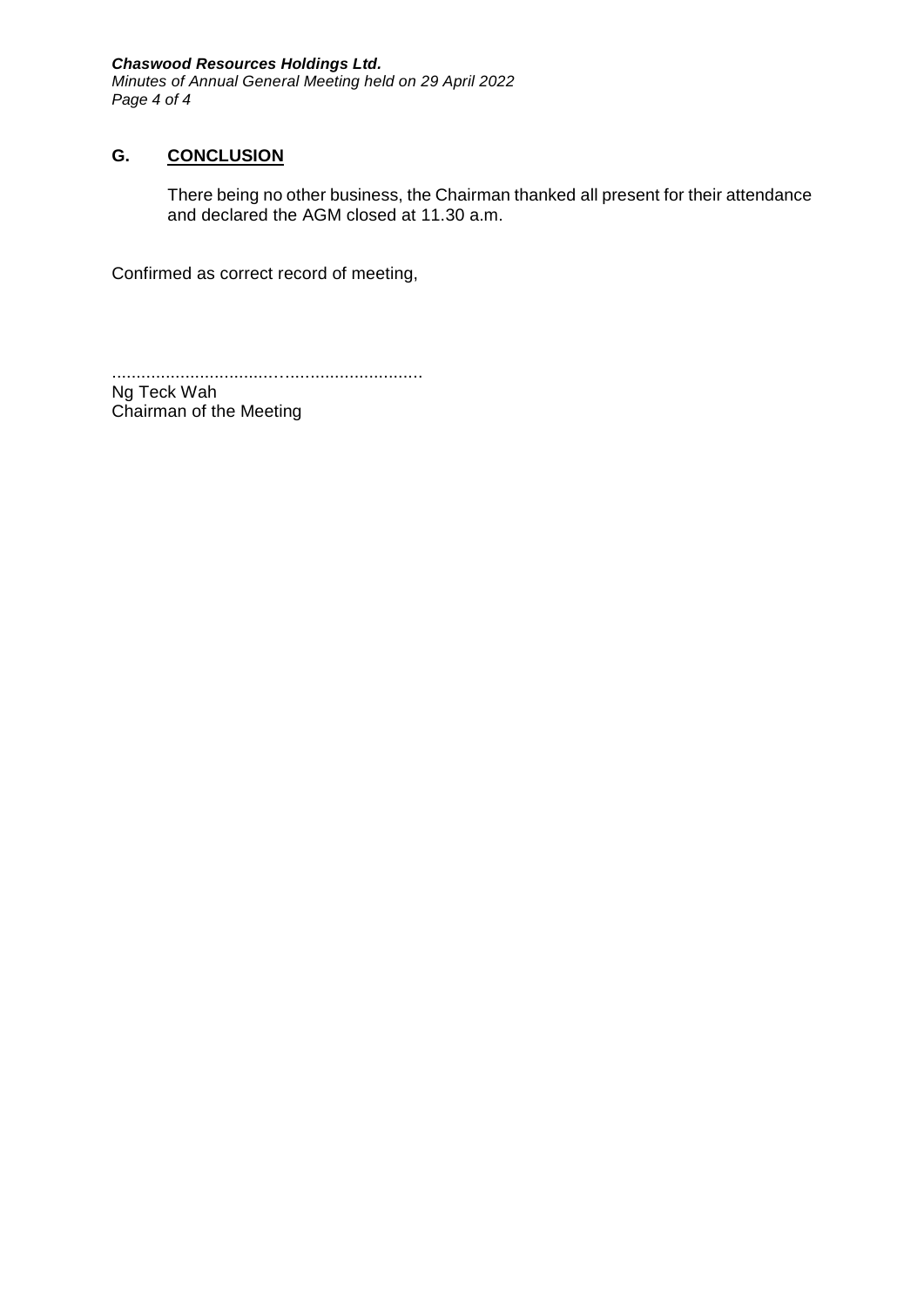## G. **CONCLUSION**

There being no other business, the Chairman thanked all present for their attendance and declared the AGM closed at 11.30 a.m.

Confirmed as correct record of meeting,

..............................................................

Ng Teck Wah
Chairman of the Meeting